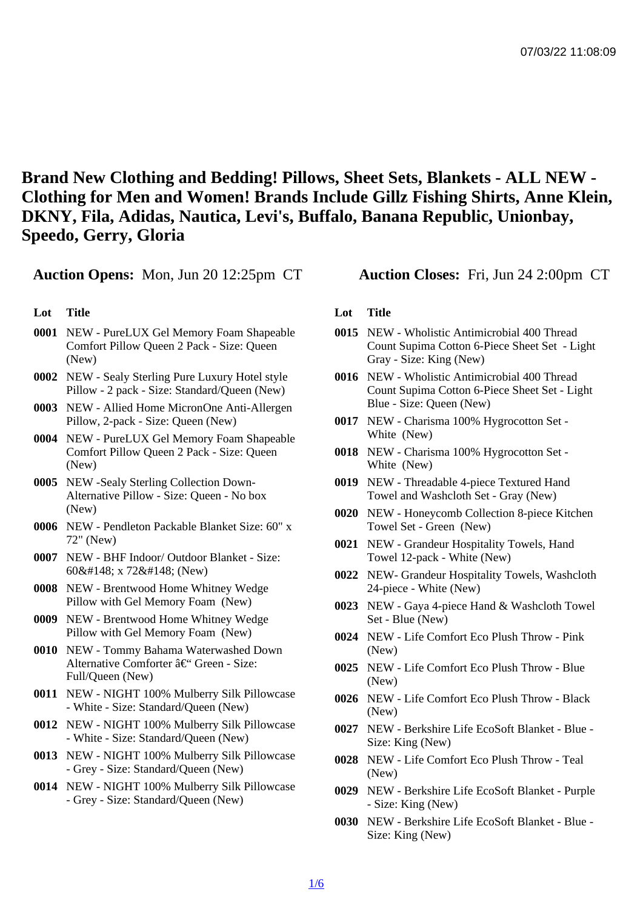# Brand New Clothing and Bedding! Pillows, Sheet Sets, Blankets - ALL NEW - Clothing for Men and Women! Brands Include Gillz Fishing Shirts, Anne Klein, DKNY, Fila, Adidas, Nautica, Levi's, Buffalo, Banana Republic, Unionbay, Speedo, Gerry, Gloria

**Auction Opens:** Mon, Jun 20 12:25pm CT

**Auction Closes:** Fri, Jun 24 2:00pm CT

| Lot | Title |
|---|---|
| 0001 | NEW - PureLUX Gel Memory Foam Shapeable Comfort Pillow Queen 2 Pack - Size: Queen (New) |
| 0002 | NEW - Sealy Sterling Pure Luxury Hotel style Pillow - 2 pack - Size: Standard/Queen (New) |
| 0003 | NEW - Allied Home MicronOne Anti-Allergen Pillow, 2-pack - Size: Queen (New) |
| 0004 | NEW - PureLUX Gel Memory Foam Shapeable Comfort Pillow Queen 2 Pack - Size: Queen (New) |
| 0005 | NEW -Sealy Sterling Collection Down-Alternative Pillow - Size: Queen - No box (New) |
| 0006 | NEW - Pendleton Packable Blanket Size: 60" x 72" (New) |
| 0007 | NEW - BHF Indoor/ Outdoor Blanket - Size: 60&#148; x 72&#148; (New) |
| 0008 | NEW - Brentwood Home Whitney Wedge Pillow with Gel Memory Foam (New) |
| 0009 | NEW - Brentwood Home Whitney Wedge Pillow with Gel Memory Foam (New) |
| 0010 | NEW - Tommy Bahama Waterwashed Down Alternative Comforter â€“ Green - Size: Full/Queen (New) |
| 0011 | NEW - NIGHT 100% Mulberry Silk Pillowcase - White - Size: Standard/Queen (New) |
| 0012 | NEW - NIGHT 100% Mulberry Silk Pillowcase - White - Size: Standard/Queen (New) |
| 0013 | NEW - NIGHT 100% Mulberry Silk Pillowcase - Grey - Size: Standard/Queen (New) |
| 0014 | NEW - NIGHT 100% Mulberry Silk Pillowcase - Grey - Size: Standard/Queen (New) |
| 0015 | NEW - Wholistic Antimicrobial 400 Thread Count Supima Cotton 6-Piece Sheet Set - Light Gray - Size: King (New) |
| 0016 | NEW - Wholistic Antimicrobial 400 Thread Count Supima Cotton 6-Piece Sheet Set - Light Blue - Size: Queen (New) |
| 0017 | NEW - Charisma 100% Hygrocotton Set - White (New) |
| 0018 | NEW - Charisma 100% Hygrocotton Set - White (New) |
| 0019 | NEW - Threadable 4-piece Textured Hand Towel and Washcloth Set - Gray (New) |
| 0020 | NEW - Honeycomb Collection 8-piece Kitchen Towel Set - Green (New) |
| 0021 | NEW - Grandeur Hospitality Towels, Hand Towel 12-pack - White (New) |
| 0022 | NEW- Grandeur Hospitality Towels, Washcloth 24-piece - White (New) |
| 0023 | NEW - Gaya 4-piece Hand & Washcloth Towel Set - Blue (New) |
| 0024 | NEW - Life Comfort Eco Plush Throw - Pink (New) |
| 0025 | NEW - Life Comfort Eco Plush Throw - Blue (New) |
| 0026 | NEW - Life Comfort Eco Plush Throw - Black (New) |
| 0027 | NEW - Berkshire Life EcoSoft Blanket - Blue - Size: King (New) |
| 0028 | NEW - Life Comfort Eco Plush Throw - Teal (New) |
| 0029 | NEW - Berkshire Life EcoSoft Blanket - Purple - Size: King (New) |
| 0030 | NEW - Berkshire Life EcoSoft Blanket - Blue - Size: King (New) |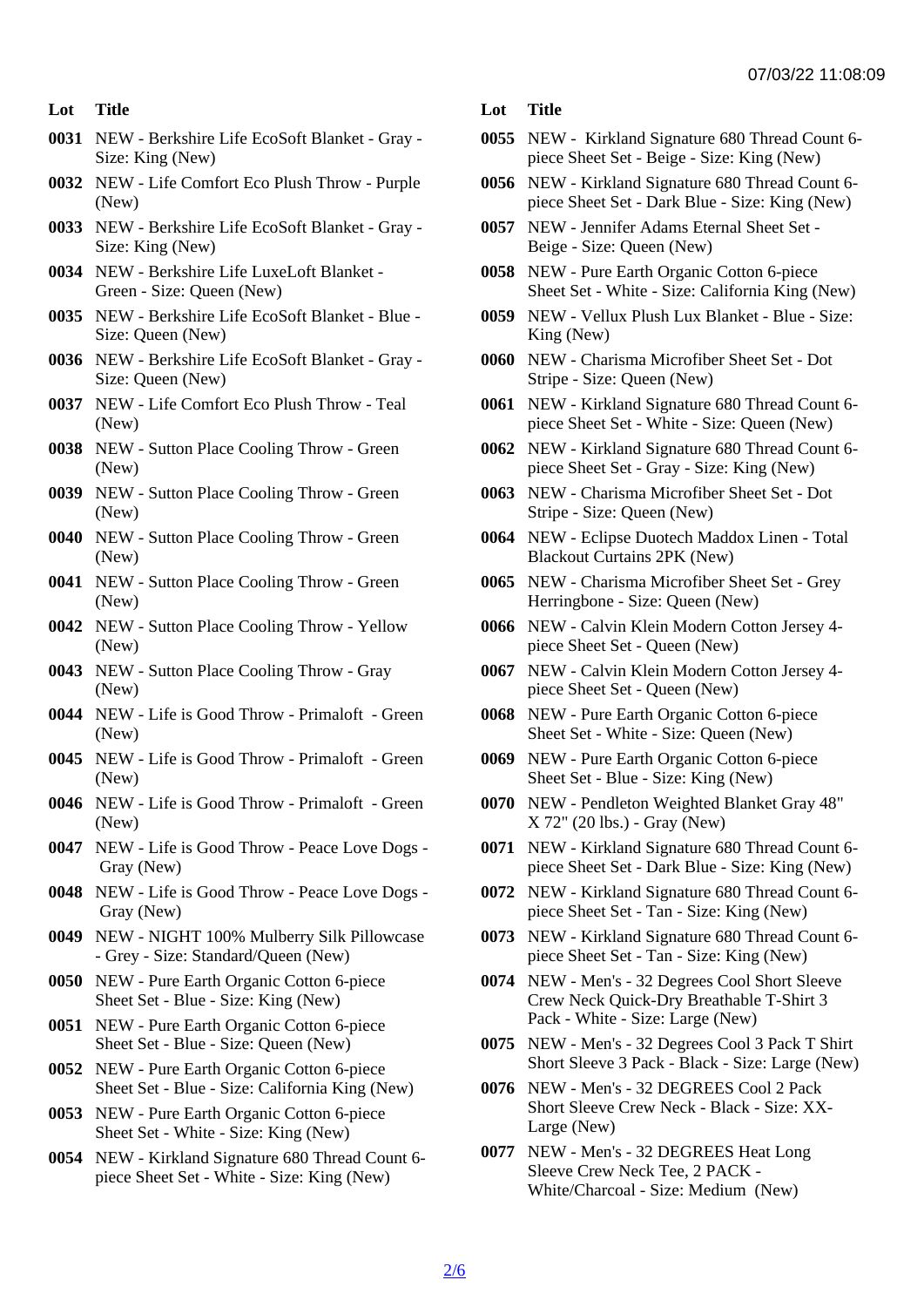| Lot | Title |
|---|---|
| 0031 | NEW - Berkshire Life EcoSoft Blanket - Gray - Size: King (New) |
| 0032 | NEW - Life Comfort Eco Plush Throw - Purple (New) |
| 0033 | NEW - Berkshire Life EcoSoft Blanket - Gray - Size: King (New) |
| 0034 | NEW - Berkshire Life LuxeLoft Blanket - Green - Size: Queen (New) |
| 0035 | NEW - Berkshire Life EcoSoft Blanket - Blue - Size: Queen (New) |
| 0036 | NEW - Berkshire Life EcoSoft Blanket - Gray - Size: Queen (New) |
| 0037 | NEW - Life Comfort Eco Plush Throw - Teal (New) |
| 0038 | NEW - Sutton Place Cooling Throw - Green (New) |
| 0039 | NEW - Sutton Place Cooling Throw - Green (New) |
| 0040 | NEW - Sutton Place Cooling Throw - Green (New) |
| 0041 | NEW - Sutton Place Cooling Throw - Green (New) |
| 0042 | NEW - Sutton Place Cooling Throw - Yellow (New) |
| 0043 | NEW - Sutton Place Cooling Throw - Gray (New) |
| 0044 | NEW - Life is Good Throw - Primaloft - Green (New) |
| 0045 | NEW - Life is Good Throw - Primaloft - Green (New) |
| 0046 | NEW - Life is Good Throw - Primaloft - Green (New) |
| 0047 | NEW - Life is Good Throw - Peace Love Dogs - Gray (New) |
| 0048 | NEW - Life is Good Throw - Peace Love Dogs - Gray (New) |
| 0049 | NEW - NIGHT 100% Mulberry Silk Pillowcase - Grey - Size: Standard/Queen (New) |
| 0050 | NEW - Pure Earth Organic Cotton 6-piece Sheet Set - Blue - Size: King (New) |
| 0051 | NEW - Pure Earth Organic Cotton 6-piece Sheet Set - Blue - Size: Queen (New) |
| 0052 | NEW - Pure Earth Organic Cotton 6-piece Sheet Set - Blue - Size: California King (New) |
| 0053 | NEW - Pure Earth Organic Cotton 6-piece Sheet Set - White - Size: King (New) |
| 0054 | NEW - Kirkland Signature 680 Thread Count 6-piece Sheet Set - White - Size: King (New) |
| 0055 | NEW - Kirkland Signature 680 Thread Count 6-piece Sheet Set - Beige - Size: King (New) |
| 0056 | NEW - Kirkland Signature 680 Thread Count 6-piece Sheet Set - Dark Blue - Size: King (New) |
| 0057 | NEW - Jennifer Adams Eternal Sheet Set - Beige - Size: Queen (New) |
| 0058 | NEW - Pure Earth Organic Cotton 6-piece Sheet Set - White - Size: California King (New) |
| 0059 | NEW - Vellux Plush Lux Blanket - Blue - Size: King (New) |
| 0060 | NEW - Charisma Microfiber Sheet Set - Dot Stripe - Size: Queen (New) |
| 0061 | NEW - Kirkland Signature 680 Thread Count 6-piece Sheet Set - White - Size: Queen (New) |
| 0062 | NEW - Kirkland Signature 680 Thread Count 6-piece Sheet Set - Gray - Size: King (New) |
| 0063 | NEW - Charisma Microfiber Sheet Set - Dot Stripe - Size: Queen (New) |
| 0064 | NEW - Eclipse Duotech Maddox Linen - Total Blackout Curtains 2PK (New) |
| 0065 | NEW - Charisma Microfiber Sheet Set - Grey Herringbone - Size: Queen (New) |
| 0066 | NEW - Calvin Klein Modern Cotton Jersey 4-piece Sheet Set - Queen (New) |
| 0067 | NEW - Calvin Klein Modern Cotton Jersey 4-piece Sheet Set - Queen (New) |
| 0068 | NEW - Pure Earth Organic Cotton 6-piece Sheet Set - White - Size: Queen (New) |
| 0069 | NEW - Pure Earth Organic Cotton 6-piece Sheet Set - Blue - Size: King (New) |
| 0070 | NEW - Pendleton Weighted Blanket Gray 48" X 72" (20 lbs.) - Gray (New) |
| 0071 | NEW - Kirkland Signature 680 Thread Count 6-piece Sheet Set - Dark Blue - Size: King (New) |
| 0072 | NEW - Kirkland Signature 680 Thread Count 6-piece Sheet Set - Tan - Size: King (New) |
| 0073 | NEW - Kirkland Signature 680 Thread Count 6-piece Sheet Set - Tan - Size: King (New) |
| 0074 | NEW - Men's - 32 Degrees Cool Short Sleeve Crew Neck Quick-Dry Breathable T-Shirt 3 Pack - White - Size: Large (New) |
| 0075 | NEW - Men's - 32 Degrees Cool 3 Pack T Shirt Short Sleeve 3 Pack - Black - Size: Large (New) |
| 0076 | NEW - Men's - 32 DEGREES Cool 2 Pack Short Sleeve Crew Neck - Black - Size: XX-Large (New) |
| 0077 | NEW - Men's - 32 DEGREES Heat Long Sleeve Crew Neck Tee, 2 PACK - White/Charcoal - Size: Medium (New) |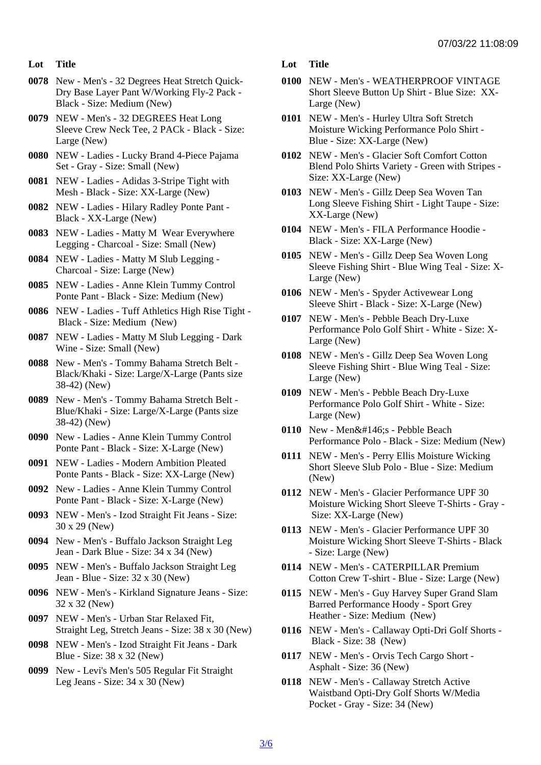| Lot | Title |
| --- | --- |
| 0078 | New - Men's - 32 Degrees Heat Stretch Quick-Dry Base Layer Pant W/Working Fly-2 Pack - Black - Size: Medium (New) |
| 0079 | NEW - Men's - 32 DEGREES Heat Long Sleeve Crew Neck Tee, 2 PACk - Black - Size: Large (New) |
| 0080 | NEW - Ladies - Lucky Brand 4-Piece Pajama Set - Gray - Size: Small (New) |
| 0081 | NEW - Ladies - Adidas 3-Stripe Tight with Mesh - Black - Size: XX-Large (New) |
| 0082 | NEW - Ladies - Hilary Radley Ponte Pant - Black - XX-Large (New) |
| 0083 | NEW - Ladies - Matty M Wear Everywhere Legging - Charcoal - Size: Small (New) |
| 0084 | NEW - Ladies - Matty M Slub Legging - Charcoal - Size: Large (New) |
| 0085 | NEW - Ladies - Anne Klein Tummy Control Ponte Pant - Black - Size: Medium (New) |
| 0086 | NEW - Ladies - Tuff Athletics High Rise Tight - Black - Size: Medium (New) |
| 0087 | NEW - Ladies - Matty M Slub Legging - Dark Wine - Size: Small (New) |
| 0088 | New - Men's - Tommy Bahama Stretch Belt - Black/Khaki - Size: Large/X-Large (Pants size 38-42) (New) |
| 0089 | New - Men's - Tommy Bahama Stretch Belt - Blue/Khaki - Size: Large/X-Large (Pants size 38-42) (New) |
| 0090 | New - Ladies - Anne Klein Tummy Control Ponte Pant - Black - Size: X-Large (New) |
| 0091 | NEW - Ladies - Modern Ambition Pleated Ponte Pants - Black - Size: XX-Large (New) |
| 0092 | New - Ladies - Anne Klein Tummy Control Ponte Pant - Black - Size: X-Large (New) |
| 0093 | NEW - Men's - Izod Straight Fit Jeans - Size: 30 x 29 (New) |
| 0094 | New - Men's - Buffalo Jackson Straight Leg Jean - Dark Blue - Size: 34 x 34 (New) |
| 0095 | NEW - Men's - Buffalo Jackson Straight Leg Jean - Blue - Size: 32 x 30 (New) |
| 0096 | NEW - Men's - Kirkland Signature Jeans - Size: 32 x 32 (New) |
| 0097 | NEW - Men's - Urban Star Relaxed Fit, Straight Leg, Stretch Jeans - Size: 38 x 30 (New) |
| 0098 | NEW - Men's - Izod Straight Fit Jeans - Dark Blue - Size: 38 x 32 (New) |
| 0099 | New - Levi's Men's 505 Regular Fit Straight Leg Jeans - Size: 34 x 30 (New) |
| 0100 | NEW - Men's - WEATHERPROOF VINTAGE Short Sleeve Button Up Shirt - Blue Size: XX-Large (New) |
| 0101 | NEW - Men's - Hurley Ultra Soft Stretch Moisture Wicking Performance Polo Shirt - Blue - Size: XX-Large (New) |
| 0102 | NEW - Men's - Glacier Soft Comfort Cotton Blend Polo Shirts Variety - Green with Stripes - Size: XX-Large (New) |
| 0103 | NEW - Men's - Gillz Deep Sea Woven Tan Long Sleeve Fishing Shirt - Light Taupe - Size: XX-Large (New) |
| 0104 | NEW - Men's - FILA Performance Hoodie - Black - Size: XX-Large (New) |
| 0105 | NEW - Men's - Gillz Deep Sea Woven Long Sleeve Fishing Shirt - Blue Wing Teal - Size: X-Large (New) |
| 0106 | NEW - Men's - Spyder Activewear Long Sleeve Shirt - Black - Size: X-Large (New) |
| 0107 | NEW - Men's - Pebble Beach Dry-Luxe Performance Polo Golf Shirt - White - Size: X-Large (New) |
| 0108 | NEW - Men's - Gillz Deep Sea Woven Long Sleeve Fishing Shirt - Blue Wing Teal - Size: Large (New) |
| 0109 | NEW - Men's - Pebble Beach Dry-Luxe Performance Polo Golf Shirt - White - Size: Large (New) |
| 0110 | New - Men&#146;s - Pebble Beach Performance Polo - Black - Size: Medium (New) |
| 0111 | NEW - Men's - Perry Ellis Moisture Wicking Short Sleeve Slub Polo - Blue - Size: Medium (New) |
| 0112 | NEW - Men's - Glacier Performance UPF 30 Moisture Wicking Short Sleeve T-Shirts - Gray - Size: XX-Large (New) |
| 0113 | NEW - Men's - Glacier Performance UPF 30 Moisture Wicking Short Sleeve T-Shirts - Black - Size: Large (New) |
| 0114 | NEW - Men's - CATERPILLAR Premium Cotton Crew T-shirt - Blue - Size: Large (New) |
| 0115 | NEW - Men's - Guy Harvey Super Grand Slam Barred Performance Hoody - Sport Grey Heather - Size: Medium (New) |
| 0116 | NEW - Men's - Callaway Opti-Dri Golf Shorts - Black - Size: 38 (New) |
| 0117 | NEW - Men's - Orvis Tech Cargo Short - Asphalt - Size: 36 (New) |
| 0118 | NEW - Men's - Callaway Stretch Active Waistband Opti-Dry Golf Shorts W/Media Pocket - Gray - Size: 34 (New) |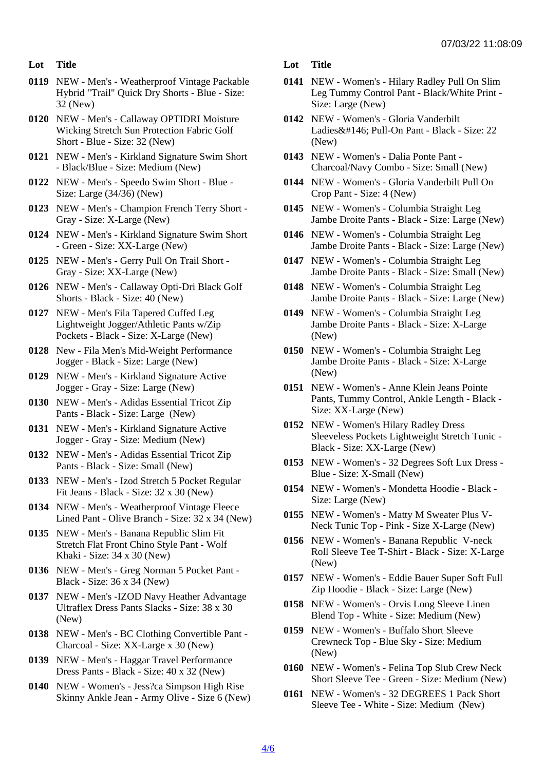| Lot | Title |
|---|---|
| 0119 | NEW - Men's - Weatherproof Vintage Packable Hybrid "Trail" Quick Dry Shorts - Blue - Size: 32 (New) |
| 0120 | NEW - Men's - Callaway OPTIDRI Moisture Wicking Stretch Sun Protection Fabric Golf Short - Blue - Size: 32 (New) |
| 0121 | NEW - Men's - Kirkland Signature Swim Short - Black/Blue - Size: Medium (New) |
| 0122 | NEW - Men's - Speedo Swim Short - Blue - Size: Large (34/36) (New) |
| 0123 | NEW - Men's - Champion French Terry Short - Gray - Size: X-Large (New) |
| 0124 | NEW - Men's - Kirkland Signature Swim Short - Green - Size: XX-Large (New) |
| 0125 | NEW - Men's - Gerry Pull On Trail Short - Gray - Size: XX-Large (New) |
| 0126 | NEW - Men's - Callaway Opti-Dri Black Golf Shorts - Black - Size: 40 (New) |
| 0127 | NEW - Men's Fila Tapered Cuffed Leg Lightweight Jogger/Athletic Pants w/Zip Pockets - Black - Size: X-Large (New) |
| 0128 | New - Fila Men's Mid-Weight Performance Jogger - Black - Size: Large (New) |
| 0129 | NEW - Men's - Kirkland Signature Active Jogger - Gray - Size: Large (New) |
| 0130 | NEW - Men's - Adidas Essential Tricot Zip Pants - Black - Size: Large (New) |
| 0131 | NEW - Men's - Kirkland Signature Active Jogger - Gray - Size: Medium (New) |
| 0132 | NEW - Men's - Adidas Essential Tricot Zip Pants - Black - Size: Small (New) |
| 0133 | NEW - Men's - Izod Stretch 5 Pocket Regular Fit Jeans - Black - Size: 32 x 30 (New) |
| 0134 | NEW - Men's - Weatherproof Vintage Fleece Lined Pant - Olive Branch - Size: 32 x 34 (New) |
| 0135 | NEW - Men's - Banana Republic Slim Fit Stretch Flat Front Chino Style Pant - Wolf Khaki - Size: 34 x 30 (New) |
| 0136 | NEW - Men's - Greg Norman 5 Pocket Pant - Black - Size: 36 x 34 (New) |
| 0137 | NEW - Men's -IZOD Navy Heather Advantage Ultraflex Dress Pants Slacks - Size: 38 x 30 (New) |
| 0138 | NEW - Men's - BC Clothing Convertible Pant - Charcoal - Size: XX-Large x 30 (New) |
| 0139 | NEW - Men's - Haggar Travel Performance Dress Pants - Black - Size: 40 x 32 (New) |
| 0140 | NEW - Women's - Jess?ca Simpson High Rise Skinny Ankle Jean - Army Olive - Size 6 (New) |
| 0141 | NEW - Women's - Hilary Radley Pull On Slim Leg Tummy Control Pant - Black/White Print - Size: Large (New) |
| 0142 | NEW - Women's - Gloria Vanderbilt Ladies&#146; Pull-On Pant - Black - Size: 22 (New) |
| 0143 | NEW - Women's - Dalia Ponte Pant - Charcoal/Navy Combo - Size: Small (New) |
| 0144 | NEW - Women's - Gloria Vanderbilt Pull On Crop Pant - Size: 4 (New) |
| 0145 | NEW - Women's - Columbia Straight Leg Jambe Droite Pants - Black - Size: Large (New) |
| 0146 | NEW - Women's - Columbia Straight Leg Jambe Droite Pants - Black - Size: Large (New) |
| 0147 | NEW - Women's - Columbia Straight Leg Jambe Droite Pants - Black - Size: Small (New) |
| 0148 | NEW - Women's - Columbia Straight Leg Jambe Droite Pants - Black - Size: Large (New) |
| 0149 | NEW - Women's - Columbia Straight Leg Jambe Droite Pants - Black - Size: X-Large (New) |
| 0150 | NEW - Women's - Columbia Straight Leg Jambe Droite Pants - Black - Size: X-Large (New) |
| 0151 | NEW - Women's - Anne Klein Jeans Pointe Pants, Tummy Control, Ankle Length - Black - Size: XX-Large (New) |
| 0152 | NEW - Women's Hilary Radley Dress Sleeveless Pockets Lightweight Stretch Tunic - Black - Size: XX-Large (New) |
| 0153 | NEW - Women's - 32 Degrees Soft Lux Dress - Blue - Size: X-Small (New) |
| 0154 | NEW - Women's - Mondetta Hoodie - Black - Size: Large (New) |
| 0155 | NEW - Women's - Matty M Sweater Plus V-Neck Tunic Top - Pink - Size X-Large (New) |
| 0156 | NEW - Women's - Banana Republic V-neck Roll Sleeve Tee T-Shirt - Black - Size: X-Large (New) |
| 0157 | NEW - Women's - Eddie Bauer Super Soft Full Zip Hoodie - Black - Size: Large (New) |
| 0158 | NEW - Women's - Orvis Long Sleeve Linen Blend Top - White - Size: Medium (New) |
| 0159 | NEW - Women's - Buffalo Short Sleeve Crewneck Top - Blue Sky - Size: Medium (New) |
| 0160 | NEW - Women's - Felina Top Slub Crew Neck Short Sleeve Tee - Green - Size: Medium (New) |
| 0161 | NEW - Women's - 32 DEGREES 1 Pack Short Sleeve Tee - White - Size: Medium (New) |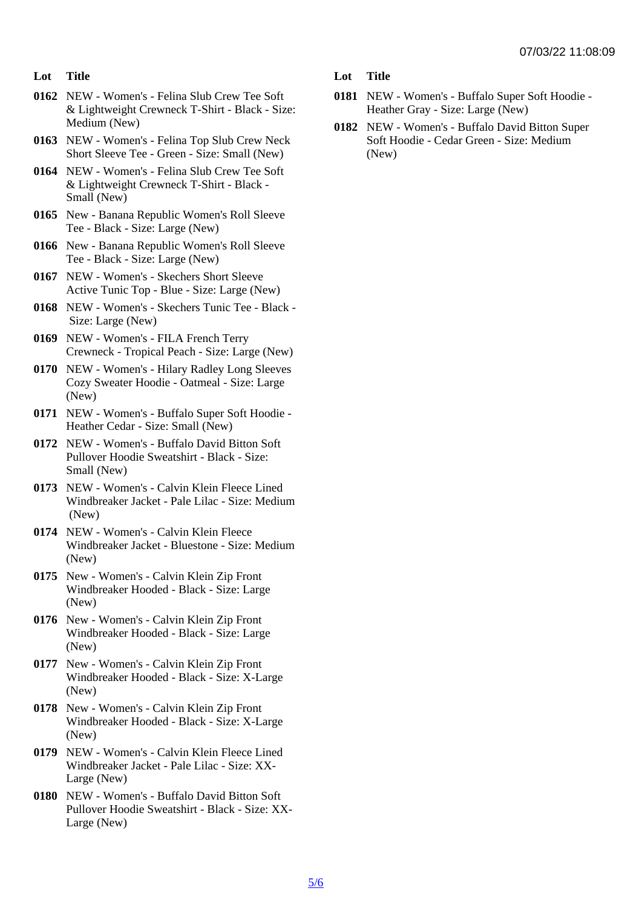| Lot | Title |
| --- | --- |
| 0162 | NEW - Women's - Felina Slub Crew Tee Soft & Lightweight Crewneck T-Shirt - Black - Size: Medium (New) |
| 0163 | NEW - Women's - Felina Top Slub Crew Neck Short Sleeve Tee - Green - Size: Small (New) |
| 0164 | NEW - Women's - Felina Slub Crew Tee Soft & Lightweight Crewneck T-Shirt - Black - Small (New) |
| 0165 | New - Banana Republic Women's Roll Sleeve Tee - Black - Size: Large (New) |
| 0166 | New - Banana Republic Women's Roll Sleeve Tee - Black - Size: Large (New) |
| 0167 | NEW - Women's - Skechers Short Sleeve Active Tunic Top - Blue - Size: Large (New) |
| 0168 | NEW - Women's - Skechers Tunic Tee - Black - Size: Large (New) |
| 0169 | NEW - Women's - FILA French Terry Crewneck - Tropical Peach - Size: Large (New) |
| 0170 | NEW - Women's - Hilary Radley Long Sleeves Cozy Sweater Hoodie - Oatmeal - Size: Large (New) |
| 0171 | NEW - Women's - Buffalo Super Soft Hoodie - Heather Cedar - Size: Small (New) |
| 0172 | NEW - Women's - Buffalo David Bitton Soft Pullover Hoodie Sweatshirt - Black - Size: Small (New) |
| 0173 | NEW - Women's - Calvin Klein Fleece Lined Windbreaker Jacket - Pale Lilac - Size: Medium (New) |
| 0174 | NEW - Women's - Calvin Klein Fleece Windbreaker Jacket - Bluestone - Size: Medium (New) |
| 0175 | New - Women's - Calvin Klein Zip Front Windbreaker Hooded - Black - Size: Large (New) |
| 0176 | New - Women's - Calvin Klein Zip Front Windbreaker Hooded - Black - Size: Large (New) |
| 0177 | New - Women's - Calvin Klein Zip Front Windbreaker Hooded - Black - Size: X-Large (New) |
| 0178 | New - Women's - Calvin Klein Zip Front Windbreaker Hooded - Black - Size: X-Large (New) |
| 0179 | NEW - Women's - Calvin Klein Fleece Lined Windbreaker Jacket - Pale Lilac - Size: XX-Large (New) |
| 0180 | NEW - Women's - Buffalo David Bitton Soft Pullover Hoodie Sweatshirt - Black - Size: XX-Large (New) |
| 0181 | NEW - Women's - Buffalo Super Soft Hoodie - Heather Gray - Size: Large (New) |
| 0182 | NEW - Women's - Buffalo David Bitton Super Soft Hoodie - Cedar Green - Size: Medium (New) |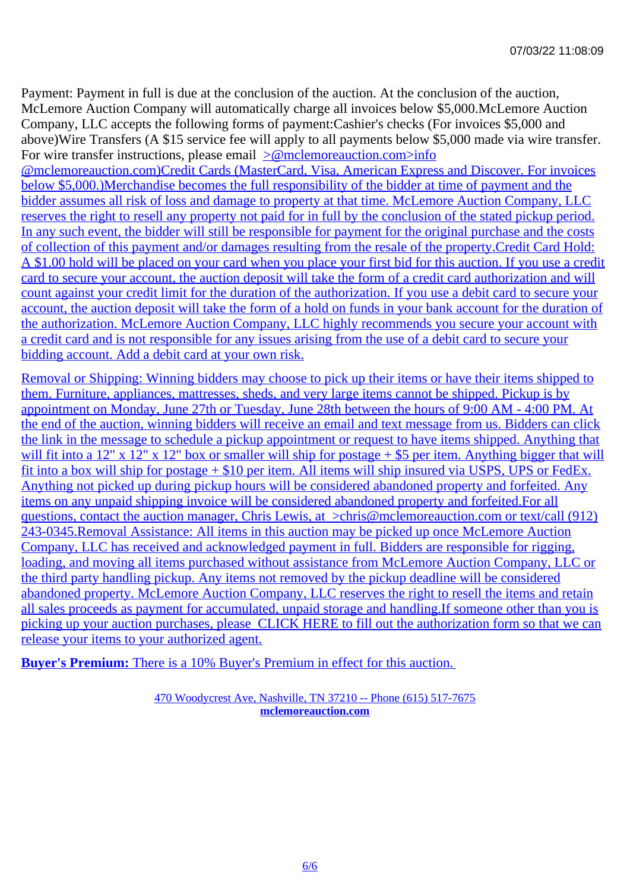Payment: Payment in full is due at the conclusion of the auction. At the conclusion of the auction, McLemore Auction Company will automatically charge all invoices below $5,000.McLemore Auction Company, LLC accepts the following forms of payment:Cashier's checks (For invoices $5,000 and above)Wire Transfers (A $15 service fee will apply to all payments below $5,000 made via wire transfer. For wire transfer instructions, please email >@mclemoreauction.com>info @mclemoreauction.com)Credit Cards (MasterCard, Visa, American Express and Discover. For invoices below $5,000.)Merchandise becomes the full responsibility of the bidder at time of payment and the bidder assumes all risk of loss and damage to property at that time. McLemore Auction Company, LLC reserves the right to resell any property not paid for in full by the conclusion of the stated pickup period. In any such event, the bidder will still be responsible for payment for the original purchase and the costs of collection of this payment and/or damages resulting from the resale of the property.Credit Card Hold: A $1.00 hold will be placed on your card when you place your first bid for this auction. If you use a credit card to secure your account, the auction deposit will take the form of a credit card authorization and will count against your credit limit for the duration of the authorization. If you use a debit card to secure your account, the auction deposit will take the form of a hold on funds in your bank account for the duration of the authorization. McLemore Auction Company, LLC highly recommends you secure your account with a credit card and is not responsible for any issues arising from the use of a debit card to secure your bidding account. Add a debit card at your own risk.

Removal or Shipping: Winning bidders may choose to pick up their items or have their items shipped to them. Furniture, appliances, mattresses, sheds, and very large items cannot be shipped. Pickup is by appointment on Monday, June 27th or Tuesday, June 28th between the hours of 9:00 AM - 4:00 PM. At the end of the auction, winning bidders will receive an email and text message from us. Bidders can click the link in the message to schedule a pickup appointment or request to have items shipped. Anything that will fit into a 12" x 12" x 12" box or smaller will ship for postage + $5 per item. Anything bigger that will fit into a box will ship for postage + $10 per item. All items will ship insured via USPS, UPS or FedEx. Anything not picked up during pickup hours will be considered abandoned property and forfeited. Any items on any unpaid shipping invoice will be considered abandoned property and forfeited.For all questions, contact the auction manager, Chris Lewis, at >chris@mclemoreauction.com or text/call (912) 243-0345.Removal Assistance: All items in this auction may be picked up once McLemore Auction Company, LLC has received and acknowledged payment in full. Bidders are responsible for rigging, loading, and moving all items purchased without assistance from McLemore Auction Company, LLC or the third party handling pickup. Any items not removed by the pickup deadline will be considered abandoned property. McLemore Auction Company, LLC reserves the right to resell the items and retain all sales proceeds as payment for accumulated, unpaid storage and handling.If someone other than you is picking up your auction purchases, please CLICK HERE to fill out the authorization form so that we can release your items to your authorized agent.

**Buyer's Premium:** There is a 10% Buyer's Premium in effect for this auction.

470 Woodycrest Ave, Nashville, TN 37210 -- Phone (615) 517-7675
**mclemoreauction.com**